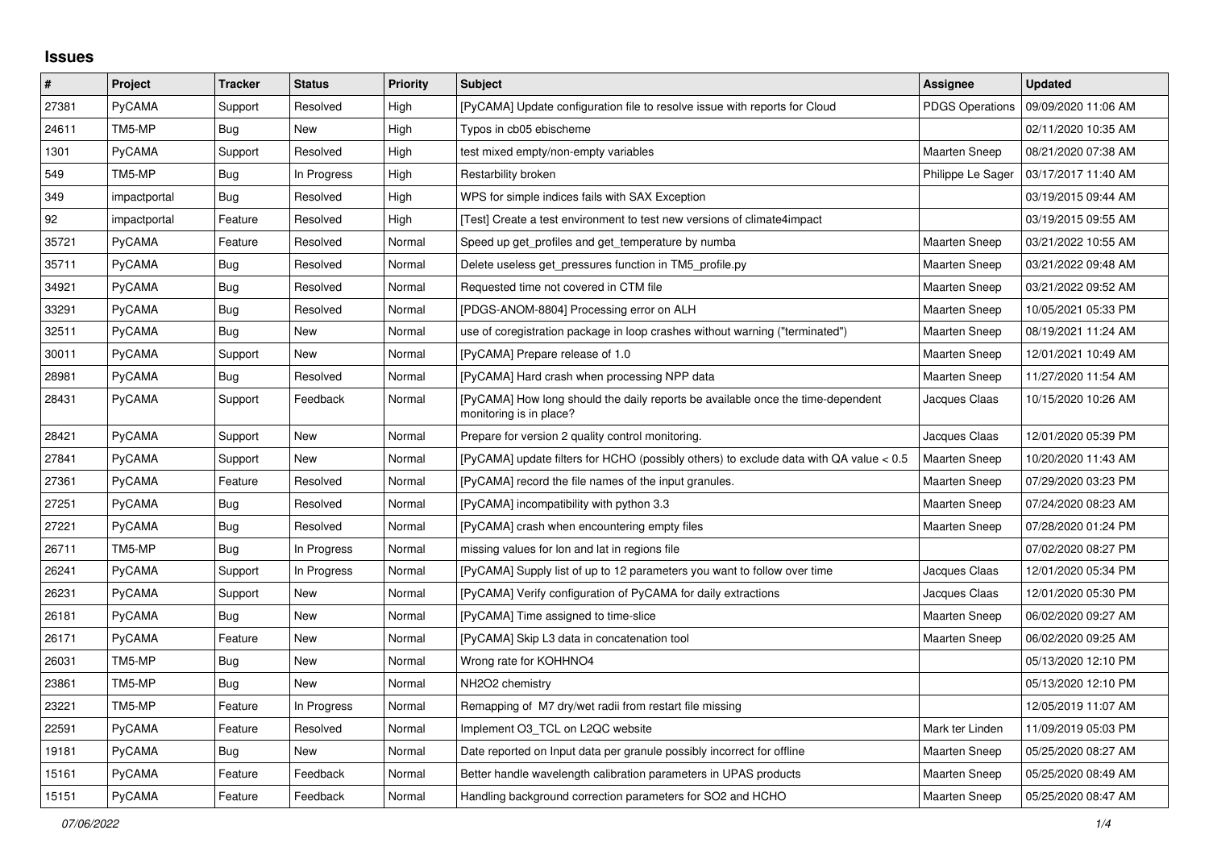## Issues

| # | Project | Tracker | Status | Priority | Subject | Assignee | Updated |
|---|---|---|---|---|---|---|---|
| 27381 | PyCAMA | Support | Resolved | High | [PyCAMA] Update configuration file to resolve issue with reports for Cloud | PDGS Operations | 09/09/2020 11:06 AM |
| 24611 | TM5-MP | Bug | New | High | Typos in cb05 ebischeme | | 02/11/2020 10:35 AM |
| 1301 | PyCAMA | Support | Resolved | High | test mixed empty/non-empty variables | Maarten Sneep | 08/21/2020 07:38 AM |
| 549 | TM5-MP | Bug | In Progress | High | Restarbility broken | Philippe Le Sager | 03/17/2017 11:40 AM |
| 349 | impactportal | Bug | Resolved | High | WPS for simple indices fails with SAX Exception | | 03/19/2015 09:44 AM |
| 92 | impactportal | Feature | Resolved | High | [Test] Create a test environment to test new versions of climate4impact | | 03/19/2015 09:55 AM |
| 35721 | PyCAMA | Feature | Resolved | Normal | Speed up get_profiles and get_temperature by numba | Maarten Sneep | 03/21/2022 10:55 AM |
| 35711 | PyCAMA | Bug | Resolved | Normal | Delete useless get_pressures function in TM5_profile.py | Maarten Sneep | 03/21/2022 09:48 AM |
| 34921 | PyCAMA | Bug | Resolved | Normal | Requested time not covered in CTM file | Maarten Sneep | 03/21/2022 09:52 AM |
| 33291 | PyCAMA | Bug | Resolved | Normal | [PDGS-ANOM-8804] Processing error on ALH | Maarten Sneep | 10/05/2021 05:33 PM |
| 32511 | PyCAMA | Bug | New | Normal | use of coregistration package in loop crashes without warning ("terminated") | Maarten Sneep | 08/19/2021 11:24 AM |
| 30011 | PyCAMA | Support | New | Normal | [PyCAMA] Prepare release of 1.0 | Maarten Sneep | 12/01/2021 10:49 AM |
| 28981 | PyCAMA | Bug | Resolved | Normal | [PyCAMA] Hard crash when processing NPP data | Maarten Sneep | 11/27/2020 11:54 AM |
| 28431 | PyCAMA | Support | Feedback | Normal | [PyCAMA] How long should the daily reports be available once the time-dependent monitoring is in place? | Jacques Claas | 10/15/2020 10:26 AM |
| 28421 | PyCAMA | Support | New | Normal | Prepare for version 2 quality control monitoring. | Jacques Claas | 12/01/2020 05:39 PM |
| 27841 | PyCAMA | Support | New | Normal | [PyCAMA] update filters for HCHO (possibly others) to exclude data with QA value < 0.5 | Maarten Sneep | 10/20/2020 11:43 AM |
| 27361 | PyCAMA | Feature | Resolved | Normal | [PyCAMA] record the file names of the input granules. | Maarten Sneep | 07/29/2020 03:23 PM |
| 27251 | PyCAMA | Bug | Resolved | Normal | [PyCAMA] incompatibility with python 3.3 | Maarten Sneep | 07/24/2020 08:23 AM |
| 27221 | PyCAMA | Bug | Resolved | Normal | [PyCAMA] crash when encountering empty files | Maarten Sneep | 07/28/2020 01:24 PM |
| 26711 | TM5-MP | Bug | In Progress | Normal | missing values for lon and lat in regions file | | 07/02/2020 08:27 PM |
| 26241 | PyCAMA | Support | In Progress | Normal | [PyCAMA] Supply list of up to 12 parameters you want to follow over time | Jacques Claas | 12/01/2020 05:34 PM |
| 26231 | PyCAMA | Support | New | Normal | [PyCAMA] Verify configuration of PyCAMA for daily extractions | Jacques Claas | 12/01/2020 05:30 PM |
| 26181 | PyCAMA | Bug | New | Normal | [PyCAMA] Time assigned to time-slice | Maarten Sneep | 06/02/2020 09:27 AM |
| 26171 | PyCAMA | Feature | New | Normal | [PyCAMA] Skip L3 data in concatenation tool | Maarten Sneep | 06/02/2020 09:25 AM |
| 26031 | TM5-MP | Bug | New | Normal | Wrong rate for KOHHNO4 | | 05/13/2020 12:10 PM |
| 23861 | TM5-MP | Bug | New | Normal | NH2O2 chemistry | | 05/13/2020 12:10 PM |
| 23221 | TM5-MP | Feature | In Progress | Normal | Remapping of M7 dry/wet radii from restart file missing | | 12/05/2019 11:07 AM |
| 22591 | PyCAMA | Feature | Resolved | Normal | Implement O3_TCL on L2QC website | Mark ter Linden | 11/09/2019 05:03 PM |
| 19181 | PyCAMA | Bug | New | Normal | Date reported on Input data per granule possibly incorrect for offline | Maarten Sneep | 05/25/2020 08:27 AM |
| 15161 | PyCAMA | Feature | Feedback | Normal | Better handle wavelength calibration parameters in UPAS products | Maarten Sneep | 05/25/2020 08:49 AM |
| 15151 | PyCAMA | Feature | Feedback | Normal | Handling background correction parameters for SO2 and HCHO | Maarten Sneep | 05/25/2020 08:47 AM |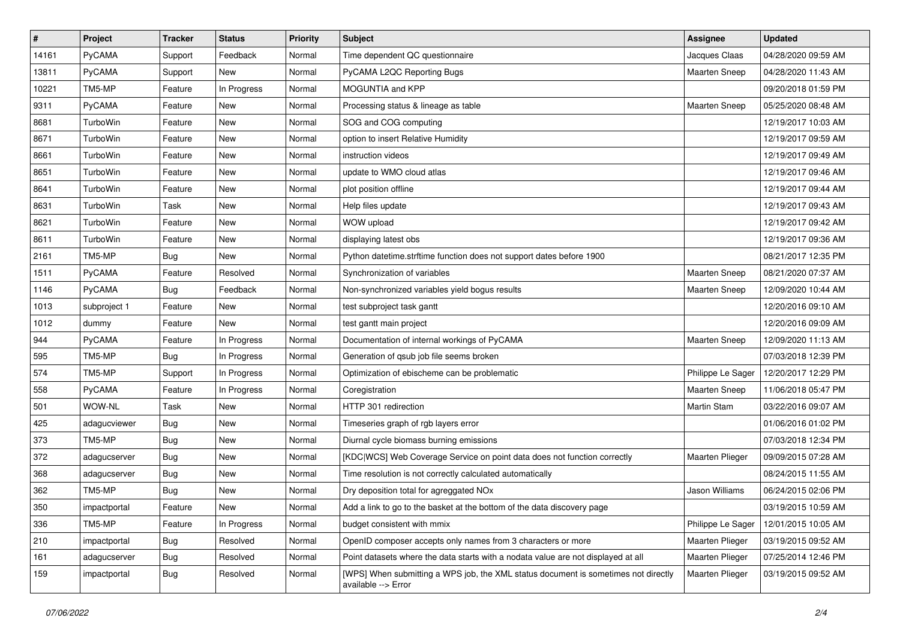| # | Project | Tracker | Status | Priority | Subject | Assignee | Updated |
|---|---|---|---|---|---|---|---|
| 14161 | PyCAMA | Support | Feedback | Normal | Time dependent QC questionnaire | Jacques Claas | 04/28/2020 09:59 AM |
| 13811 | PyCAMA | Support | New | Normal | PyCAMA L2QC Reporting Bugs | Maarten Sneep | 04/28/2020 11:43 AM |
| 10221 | TM5-MP | Feature | In Progress | Normal | MOGUNTIA and KPP | | 09/20/2018 01:59 PM |
| 9311 | PyCAMA | Feature | New | Normal | Processing status & lineage as table | Maarten Sneep | 05/25/2020 08:48 AM |
| 8681 | TurboWin | Feature | New | Normal | SOG and COG computing | | 12/19/2017 10:03 AM |
| 8671 | TurboWin | Feature | New | Normal | option to insert Relative Humidity | | 12/19/2017 09:59 AM |
| 8661 | TurboWin | Feature | New | Normal | instruction videos | | 12/19/2017 09:49 AM |
| 8651 | TurboWin | Feature | New | Normal | update to WMO cloud atlas | | 12/19/2017 09:46 AM |
| 8641 | TurboWin | Feature | New | Normal | plot position offline | | 12/19/2017 09:44 AM |
| 8631 | TurboWin | Task | New | Normal | Help files update | | 12/19/2017 09:43 AM |
| 8621 | TurboWin | Feature | New | Normal | WOW upload | | 12/19/2017 09:42 AM |
| 8611 | TurboWin | Feature | New | Normal | displaying latest obs | | 12/19/2017 09:36 AM |
| 2161 | TM5-MP | Bug | New | Normal | Python datetime.strftime function does not support dates before 1900 | | 08/21/2017 12:35 PM |
| 1511 | PyCAMA | Feature | Resolved | Normal | Synchronization of variables | Maarten Sneep | 08/21/2020 07:37 AM |
| 1146 | PyCAMA | Bug | Feedback | Normal | Non-synchronized variables yield bogus results | Maarten Sneep | 12/09/2020 10:44 AM |
| 1013 | subproject 1 | Feature | New | Normal | test subproject task gantt | | 12/20/2016 09:10 AM |
| 1012 | dummy | Feature | New | Normal | test gantt main project | | 12/20/2016 09:09 AM |
| 944 | PyCAMA | Feature | In Progress | Normal | Documentation of internal workings of PyCAMA | Maarten Sneep | 12/09/2020 11:13 AM |
| 595 | TM5-MP | Bug | In Progress | Normal | Generation of qsub job file seems broken | | 07/03/2018 12:39 PM |
| 574 | TM5-MP | Support | In Progress | Normal | Optimization of ebischeme can be problematic | Philippe Le Sager | 12/20/2017 12:29 PM |
| 558 | PyCAMA | Feature | In Progress | Normal | Coregistration | Maarten Sneep | 11/06/2018 05:47 PM |
| 501 | WOW-NL | Task | New | Normal | HTTP 301 redirection | Martin Stam | 03/22/2016 09:07 AM |
| 425 | adagucviewer | Bug | New | Normal | Timeseries graph of rgb layers error | | 01/06/2016 01:02 PM |
| 373 | TM5-MP | Bug | New | Normal | Diurnal cycle biomass burning emissions | | 07/03/2018 12:34 PM |
| 372 | adagucserver | Bug | New | Normal | [KDC\|WCS] Web Coverage Service on point data does not function correctly | Maarten Plieger | 09/09/2015 07:28 AM |
| 368 | adagucserver | Bug | New | Normal | Time resolution is not correctly calculated automatically | | 08/24/2015 11:55 AM |
| 362 | TM5-MP | Bug | New | Normal | Dry deposition total for agreggated NOx | Jason Williams | 06/24/2015 02:06 PM |
| 350 | impactportal | Feature | New | Normal | Add a link to go to the basket at the bottom of the data discovery page | | 03/19/2015 10:59 AM |
| 336 | TM5-MP | Feature | In Progress | Normal | budget consistent with mmix | Philippe Le Sager | 12/01/2015 10:05 AM |
| 210 | impactportal | Bug | Resolved | Normal | OpenID composer accepts only names from 3 characters or more | Maarten Plieger | 03/19/2015 09:52 AM |
| 161 | adagucserver | Bug | Resolved | Normal | Point datasets where the data starts with a nodata value are not displayed at all | Maarten Plieger | 07/25/2014 12:46 PM |
| 159 | impactportal | Bug | Resolved | Normal | [WPS] When submitting a WPS job, the XML status document is sometimes not directly available --> Error | Maarten Plieger | 03/19/2015 09:52 AM |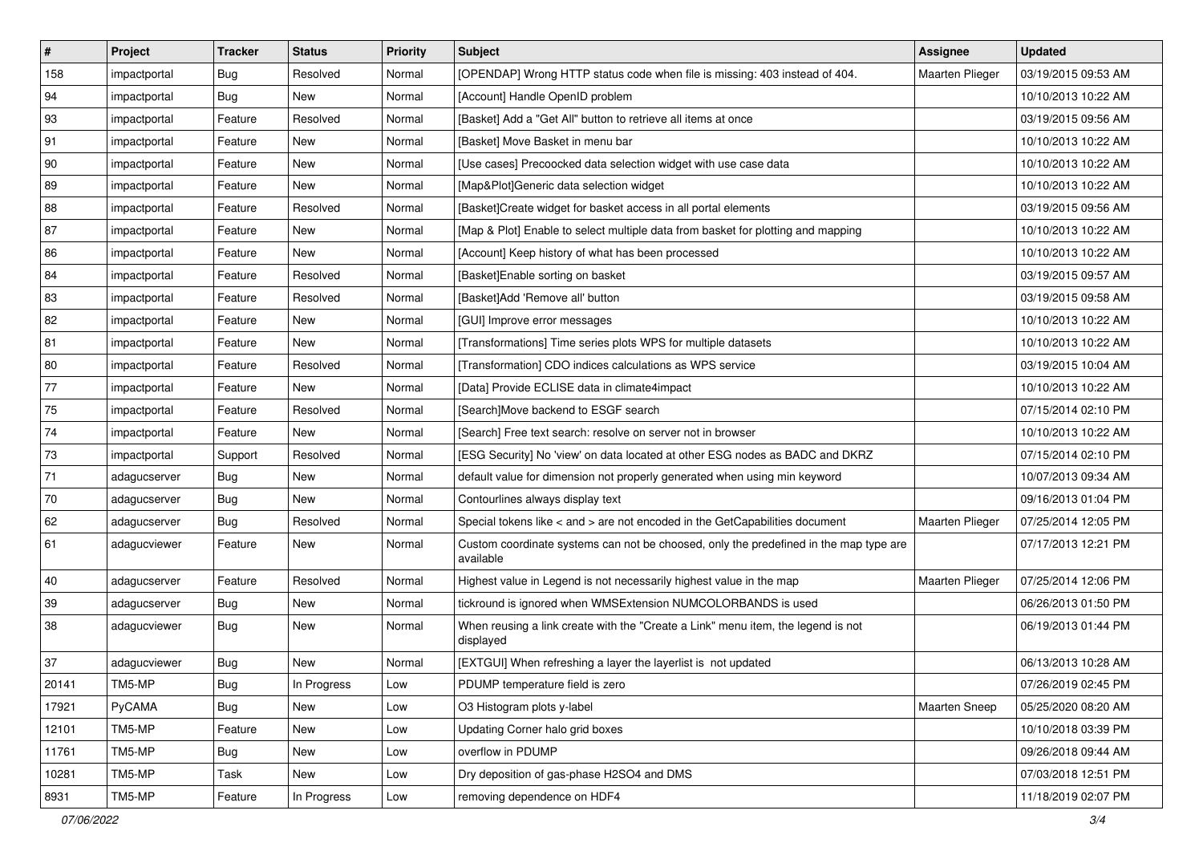| # | Project | Tracker | Status | Priority | Subject | Assignee | Updated |
|---|---|---|---|---|---|---|---|
| 158 | impactportal | Bug | Resolved | Normal | [OPENDAP] Wrong HTTP status code when file is missing: 403 instead of 404. | Maarten Plieger | 03/19/2015 09:53 AM |
| 94 | impactportal | Bug | New | Normal | [Account] Handle OpenID problem | | 10/10/2013 10:22 AM |
| 93 | impactportal | Feature | Resolved | Normal | [Basket] Add a "Get All" button to retrieve all items at once | | 03/19/2015 09:56 AM |
| 91 | impactportal | Feature | New | Normal | [Basket] Move Basket in menu bar | | 10/10/2013 10:22 AM |
| 90 | impactportal | Feature | New | Normal | [Use cases] Precoocked data selection widget with use case data | | 10/10/2013 10:22 AM |
| 89 | impactportal | Feature | New | Normal | [Map&Plot]Generic data selection widget | | 10/10/2013 10:22 AM |
| 88 | impactportal | Feature | Resolved | Normal | [Basket]Create widget for basket access in all portal elements | | 03/19/2015 09:56 AM |
| 87 | impactportal | Feature | New | Normal | [Map & Plot] Enable to select multiple data from basket for plotting and mapping | | 10/10/2013 10:22 AM |
| 86 | impactportal | Feature | New | Normal | [Account] Keep history of what has been processed | | 10/10/2013 10:22 AM |
| 84 | impactportal | Feature | Resolved | Normal | [Basket]Enable sorting on basket | | 03/19/2015 09:57 AM |
| 83 | impactportal | Feature | Resolved | Normal | [Basket]Add 'Remove all' button | | 03/19/2015 09:58 AM |
| 82 | impactportal | Feature | New | Normal | [GUI] Improve error messages | | 10/10/2013 10:22 AM |
| 81 | impactportal | Feature | New | Normal | [Transformations] Time series plots WPS for multiple datasets | | 10/10/2013 10:22 AM |
| 80 | impactportal | Feature | Resolved | Normal | [Transformation] CDO indices calculations as WPS service | | 03/19/2015 10:04 AM |
| 77 | impactportal | Feature | New | Normal | [Data] Provide ECLISE data in climate4impact | | 10/10/2013 10:22 AM |
| 75 | impactportal | Feature | Resolved | Normal | [Search]Move backend to ESGF search | | 07/15/2014 02:10 PM |
| 74 | impactportal | Feature | New | Normal | [Search] Free text search: resolve on server not in browser | | 10/10/2013 10:22 AM |
| 73 | impactportal | Support | Resolved | Normal | [ESG Security] No 'view' on data located at other ESG nodes as BADC and DKRZ | | 07/15/2014 02:10 PM |
| 71 | adagucserver | Bug | New | Normal | default value for dimension not properly generated when using min keyword | | 10/07/2013 09:34 AM |
| 70 | adagucserver | Bug | New | Normal | Contourlines always display text | | 09/16/2013 01:04 PM |
| 62 | adagucserver | Bug | Resolved | Normal | Special tokens like < and > are not encoded in the GetCapabilities document | Maarten Plieger | 07/25/2014 12:05 PM |
| 61 | adagucviewer | Feature | New | Normal | Custom coordinate systems can not be choosed, only the predefined in the map type are available | | 07/17/2013 12:21 PM |
| 40 | adagucserver | Feature | Resolved | Normal | Highest value in Legend is not necessarily highest value in the map | Maarten Plieger | 07/25/2014 12:06 PM |
| 39 | adagucserver | Bug | New | Normal | tickround is ignored when WMSExtension NUMCOLORBANDS is used | | 06/26/2013 01:50 PM |
| 38 | adagucviewer | Bug | New | Normal | When reusing a link create with the "Create a Link" menu item, the legend is not displayed | | 06/19/2013 01:44 PM |
| 37 | adagucviewer | Bug | New | Normal | [EXTGUI] When refreshing a layer the layerlist is not updated | | 06/13/2013 10:28 AM |
| 20141 | TM5-MP | Bug | In Progress | Low | PDUMP temperature field is zero | | 07/26/2019 02:45 PM |
| 17921 | PyCAMA | Bug | New | Low | O3 Histogram plots y-label | Maarten Sneep | 05/25/2020 08:20 AM |
| 12101 | TM5-MP | Feature | New | Low | Updating Corner halo grid boxes | | 10/10/2018 03:39 PM |
| 11761 | TM5-MP | Bug | New | Low | overflow in PDUMP | | 09/26/2018 09:44 AM |
| 10281 | TM5-MP | Task | New | Low | Dry deposition of gas-phase H2SO4 and DMS | | 07/03/2018 12:51 PM |
| 8931 | TM5-MP | Feature | In Progress | Low | removing dependence on HDF4 | | 11/18/2019 02:07 PM |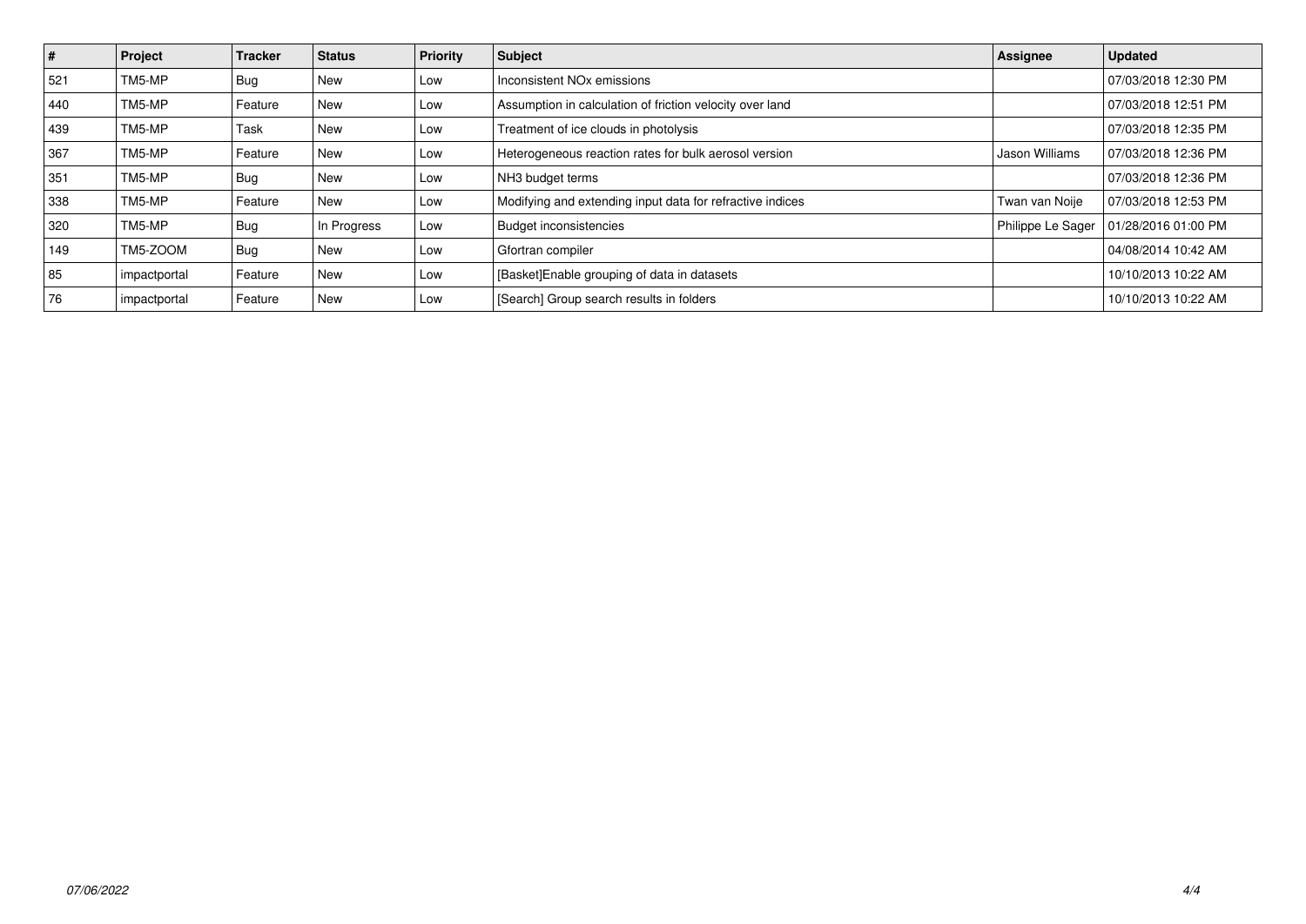| # | Project | Tracker | Status | Priority | Subject | Assignee | Updated |
|---|---|---|---|---|---|---|---|
| 521 | TM5-MP | Bug | New | Low | Inconsistent NOx emissions | | 07/03/2018 12:30 PM |
| 440 | TM5-MP | Feature | New | Low | Assumption in calculation of friction velocity over land | | 07/03/2018 12:51 PM |
| 439 | TM5-MP | Task | New | Low | Treatment of ice clouds in photolysis | | 07/03/2018 12:35 PM |
| 367 | TM5-MP | Feature | New | Low | Heterogeneous reaction rates for bulk aerosol version | Jason Williams | 07/03/2018 12:36 PM |
| 351 | TM5-MP | Bug | New | Low | NH3 budget terms | | 07/03/2018 12:36 PM |
| 338 | TM5-MP | Feature | New | Low | Modifying and extending input data for refractive indices | Twan van Noije | 07/03/2018 12:53 PM |
| 320 | TM5-MP | Bug | In Progress | Low | Budget inconsistencies | Philippe Le Sager | 01/28/2016 01:00 PM |
| 149 | TM5-ZOOM | Bug | New | Low | Gfortran compiler | | 04/08/2014 10:42 AM |
| 85 | impactportal | Feature | New | Low | [Basket]Enable grouping of data in datasets | | 10/10/2013 10:22 AM |
| 76 | impactportal | Feature | New | Low | [Search] Group search results in folders | | 10/10/2013 10:22 AM |

*07/06/2022*